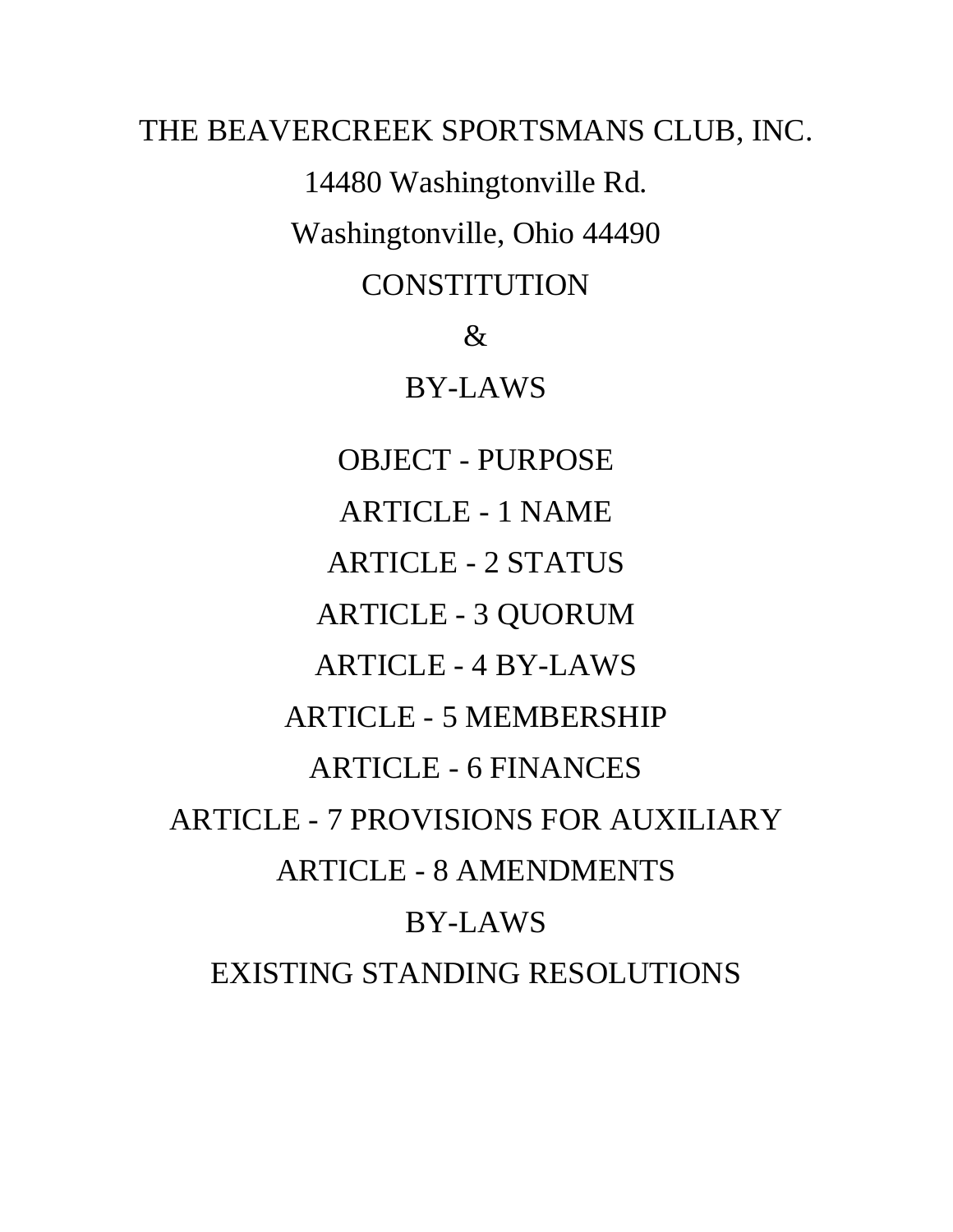# THE BEAVERCREEK SPORTSMANS CLUB, INC.

14480 Washingtonville Rd.

Washingtonville, Ohio 44490

## CONSTITUTION

## &

## BY-LAWS

OBJECT - PURPOSE

ARTICLE - 1 NAME

ARTICLE - 2 STATUS

ARTICLE - 3 QUORUM

ARTICLE - 4 BY-LAWS

ARTICLE - 5 MEMBERSHIP

ARTICLE - 6 FINANCES

ARTICLE - 7 PROVISIONS FOR AUXILIARY

ARTICLE - 8 AMENDMENTS

BY-LAWS

EXISTING STANDING RESOLUTIONS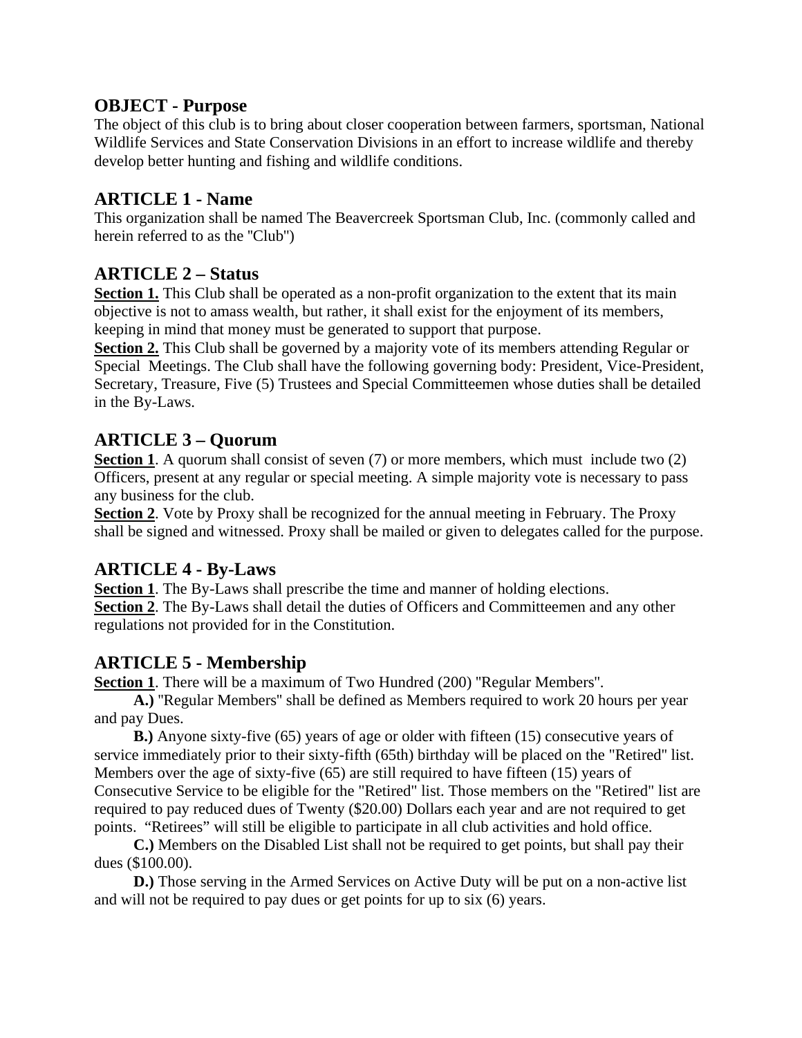## OBJECT - Purpose

The object of this club is to bring about closer cooperation between farmers, sportsman, National Wildlife Services and State Conservation Divisions in an effort to increase wildlife and thereby develop better hunting and fishing and wildlife conditions.

## ARTICLE 1 - Name

This organization shall be named The Beavercreek Sportsman Club, Inc. (commonly called and herein referred to as the "Club")

## ARTICLE 2 – Status

**Section 1.** This Club shall be operated as a non-profit organization to the extent that its main objective is not to amass wealth, but rather, it shall exist for the enjoyment of its members, keeping in mind that money must be generated to support that purpose.
**Section 2.** This Club shall be governed by a majority vote of its members attending Regular or Special Meetings. The Club shall have the following governing body: President, Vice-President, Secretary, Treasure, Five (5) Trustees and Special Committeemen whose duties shall be detailed in the By-Laws.

## ARTICLE 3 – Quorum

**Section 1**. A quorum shall consist of seven (7) or more members, which must include two (2) Officers, present at any regular or special meeting. A simple majority vote is necessary to pass any business for the club.
**Section 2**. Vote by Proxy shall be recognized for the annual meeting in February. The Proxy shall be signed and witnessed. Proxy shall be mailed or given to delegates called for the purpose.

## ARTICLE 4 - By-Laws

**Section 1**. The By-Laws shall prescribe the time and manner of holding elections.
**Section 2**. The By-Laws shall detail the duties of Officers and Committeemen and any other regulations not provided for in the Constitution.

## ARTICLE 5 - Membership

**Section 1**. There will be a maximum of Two Hundred (200) "Regular Members".

**A.)** "Regular Members" shall be defined as Members required to work 20 hours per year and pay Dues.

**B.)** Anyone sixty-five (65) years of age or older with fifteen (15) consecutive years of service immediately prior to their sixty-fifth (65th) birthday will be placed on the "Retired" list. Members over the age of sixty-five (65) are still required to have fifteen (15) years of Consecutive Service to be eligible for the "Retired" list. Those members on the "Retired" list are required to pay reduced dues of Twenty ($20.00) Dollars each year and are not required to get points. "Retirees" will still be eligible to participate in all club activities and hold office.

**C.)** Members on the Disabled List shall not be required to get points, but shall pay their dues ($100.00).

**D.)** Those serving in the Armed Services on Active Duty will be put on a non-active list and will not be required to pay dues or get points for up to six (6) years.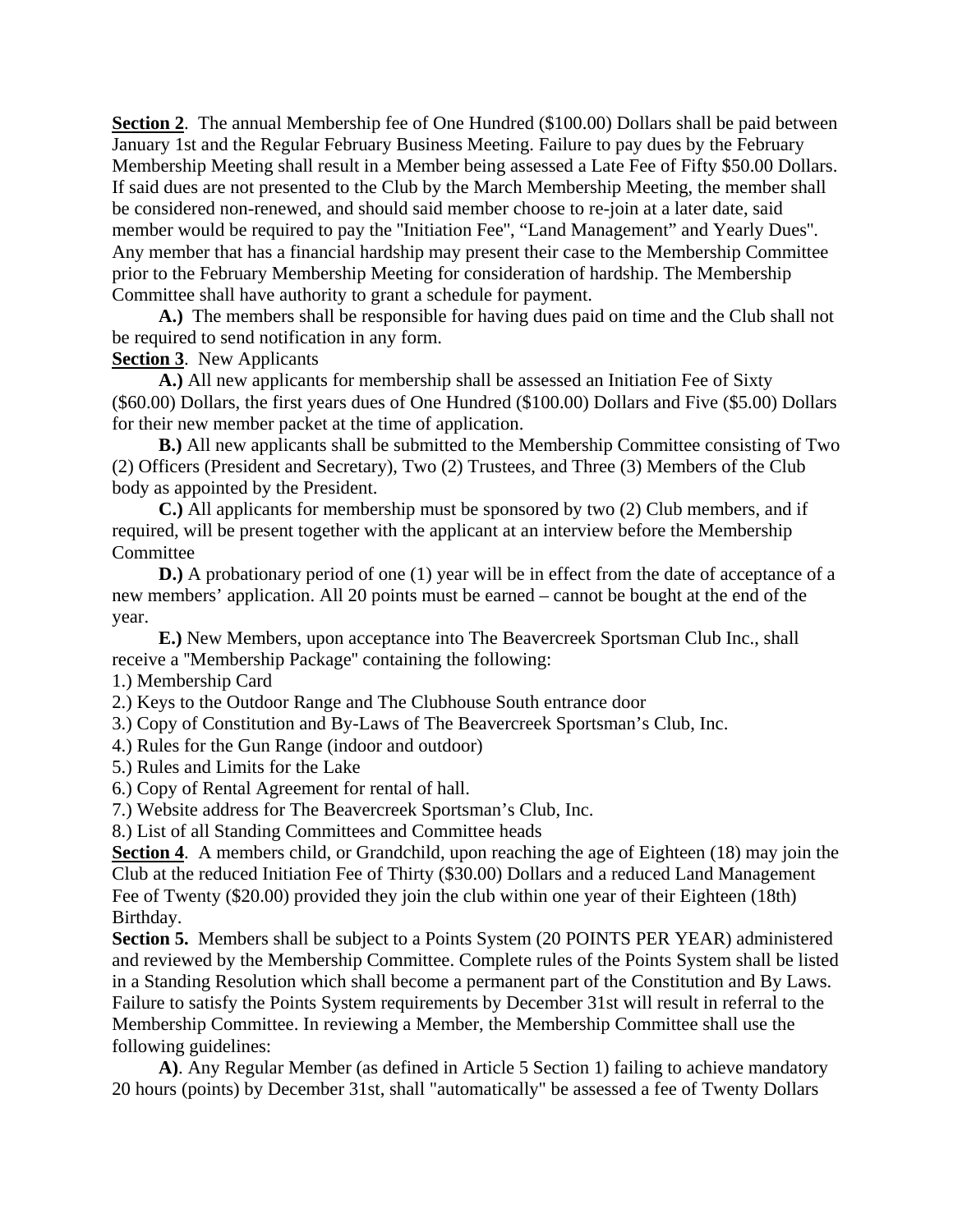**Section 2**. The annual Membership fee of One Hundred ($100.00) Dollars shall be paid between January 1st and the Regular February Business Meeting. Failure to pay dues by the February Membership Meeting shall result in a Member being assessed a Late Fee of Fifty $50.00 Dollars. If said dues are not presented to the Club by the March Membership Meeting, the member shall be considered non-renewed, and should said member choose to re-join at a later date, said member would be required to pay the "Initiation Fee", "Land Management" and Yearly Dues". Any member that has a financial hardship may present their case to the Membership Committee prior to the February Membership Meeting for consideration of hardship. The Membership Committee shall have authority to grant a schedule for payment.

**A.)** The members shall be responsible for having dues paid on time and the Club shall not be required to send notification in any form.

**Section 3**. New Applicants

**A.)** All new applicants for membership shall be assessed an Initiation Fee of Sixty ($60.00) Dollars, the first years dues of One Hundred ($100.00) Dollars and Five ($5.00) Dollars for their new member packet at the time of application.

**B.)** All new applicants shall be submitted to the Membership Committee consisting of Two (2) Officers (President and Secretary), Two (2) Trustees, and Three (3) Members of the Club body as appointed by the President.

**C.)** All applicants for membership must be sponsored by two (2) Club members, and if required, will be present together with the applicant at an interview before the Membership Committee

**D.)** A probationary period of one (1) year will be in effect from the date of acceptance of a new members' application. All 20 points must be earned – cannot be bought at the end of the year.

**E.)** New Members, upon acceptance into The Beavercreek Sportsman Club Inc., shall receive a "Membership Package" containing the following:

1.) Membership Card
2.) Keys to the Outdoor Range and The Clubhouse South entrance door
3.) Copy of Constitution and By-Laws of The Beavercreek Sportsman's Club, Inc.
4.) Rules for the Gun Range (indoor and outdoor)
5.) Rules and Limits for the Lake
6.) Copy of Rental Agreement for rental of hall.
7.) Website address for The Beavercreek Sportsman's Club, Inc.
8.) List of all Standing Committees and Committee heads

**Section 4**. A members child, or Grandchild, upon reaching the age of Eighteen (18) may join the Club at the reduced Initiation Fee of Thirty ($30.00) Dollars and a reduced Land Management Fee of Twenty ($20.00) provided they join the club within one year of their Eighteen (18th) Birthday.

**Section 5.** Members shall be subject to a Points System (20 POINTS PER YEAR) administered and reviewed by the Membership Committee. Complete rules of the Points System shall be listed in a Standing Resolution which shall become a permanent part of the Constitution and By Laws. Failure to satisfy the Points System requirements by December 31st will result in referral to the Membership Committee. In reviewing a Member, the Membership Committee shall use the following guidelines:

**A)**. Any Regular Member (as defined in Article 5 Section 1) failing to achieve mandatory 20 hours (points) by December 31st, shall "automatically" be assessed a fee of Twenty Dollars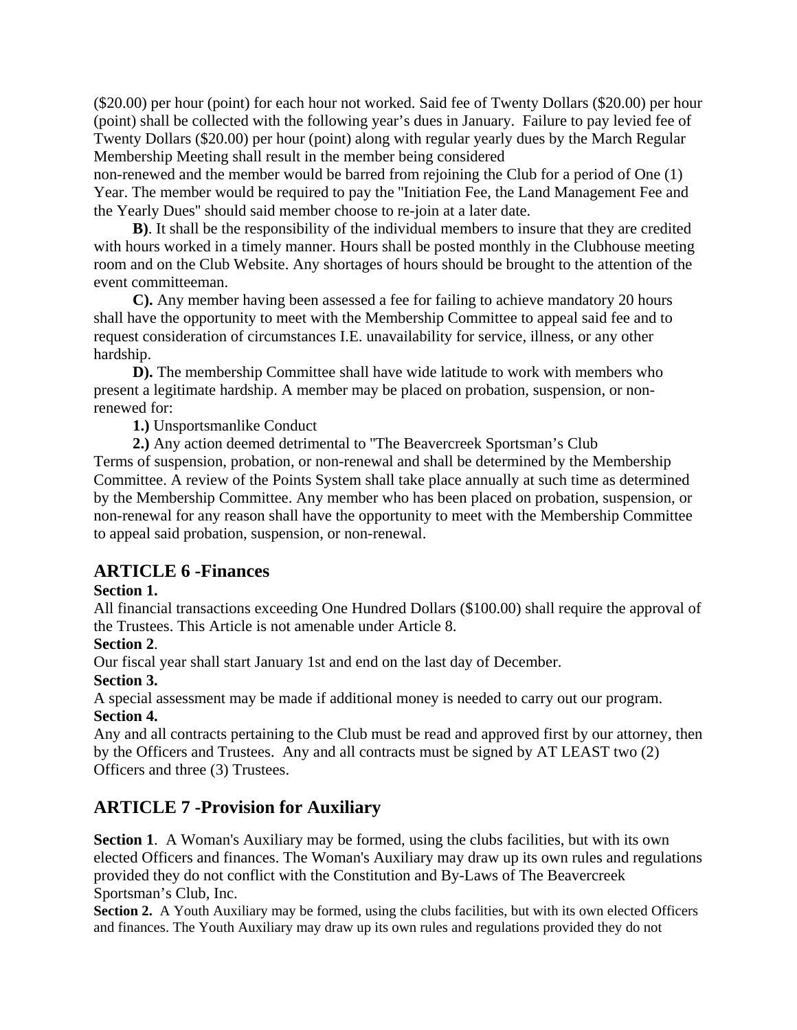($20.00) per hour (point) for each hour not worked. Said fee of Twenty Dollars ($20.00) per hour (point) shall be collected with the following year's dues in January. Failure to pay levied fee of Twenty Dollars ($20.00) per hour (point) along with regular yearly dues by the March Regular Membership Meeting shall result in the member being considered non-renewed and the member would be barred from rejoining the Club for a period of One (1) Year. The member would be required to pay the "Initiation Fee, the Land Management Fee and the Yearly Dues" should said member choose to re-join at a later date.

**B)**. It shall be the responsibility of the individual members to insure that they are credited with hours worked in a timely manner. Hours shall be posted monthly in the Clubhouse meeting room and on the Club Website. Any shortages of hours should be brought to the attention of the event committeeman.

**C).** Any member having been assessed a fee for failing to achieve mandatory 20 hours shall have the opportunity to meet with the Membership Committee to appeal said fee and to request consideration of circumstances I.E. unavailability for service, illness, or any other hardship.

**D).** The membership Committee shall have wide latitude to work with members who present a legitimate hardship. A member may be placed on probation, suspension, or non-renewed for:

**1.)** Unsportsmanlike Conduct

**2.)** Any action deemed detrimental to "The Beavercreek Sportsman's Club

Terms of suspension, probation, or non-renewal and shall be determined by the Membership Committee. A review of the Points System shall take place annually at such time as determined by the Membership Committee. Any member who has been placed on probation, suspension, or non-renewal for any reason shall have the opportunity to meet with the Membership Committee to appeal said probation, suspension, or non-renewal.

## ARTICLE 6 -Finances

**Section 1.**

All financial transactions exceeding One Hundred Dollars ($100.00) shall require the approval of the Trustees. This Article is not amenable under Article 8.

**Section 2**.

Our fiscal year shall start January 1st and end on the last day of December.

**Section 3.**

A special assessment may be made if additional money is needed to carry out our program.

**Section 4.**

Any and all contracts pertaining to the Club must be read and approved first by our attorney, then by the Officers and Trustees. Any and all contracts must be signed by AT LEAST two (2) Officers and three (3) Trustees.

## ARTICLE 7 -Provision for Auxiliary

**Section 1**. A Woman's Auxiliary may be formed, using the clubs facilities, but with its own elected Officers and finances. The Woman's Auxiliary may draw up its own rules and regulations provided they do not conflict with the Constitution and By-Laws of The Beavercreek Sportsman's Club, Inc.

**Section 2.** A Youth Auxiliary may be formed, using the clubs facilities, but with its own elected Officers and finances. The Youth Auxiliary may draw up its own rules and regulations provided they do not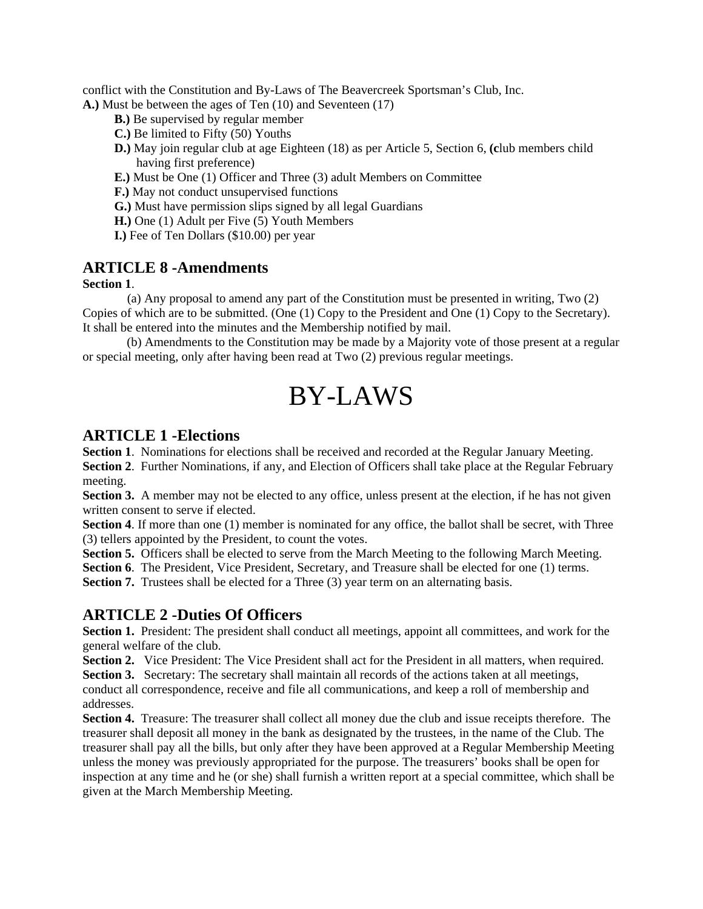conflict with the Constitution and By-Laws of The Beavercreek Sportsman's Club, Inc.

**A.)** Must be between the ages of Ten (10) and Seventeen (17)

**B.)** Be supervised by regular member

**C.)** Be limited to Fifty (50) Youths

**D.)** May join regular club at age Eighteen (18) as per Article 5, Section 6, **(c**lub members child having first preference)

**E.)** Must be One (1) Officer and Three (3) adult Members on Committee

**F.)** May not conduct unsupervised functions

**G.)** Must have permission slips signed by all legal Guardians

**H.)** One (1) Adult per Five (5) Youth Members

**I.)** Fee of Ten Dollars ($10.00) per year

## ARTICLE 8 -Amendments

**Section 1**.

(a) Any proposal to amend any part of the Constitution must be presented in writing, Two (2) Copies of which are to be submitted. (One (1) Copy to the President and One (1) Copy to the Secretary). It shall be entered into the minutes and the Membership notified by mail.

(b) Amendments to the Constitution may be made by a Majority vote of those present at a regular or special meeting, only after having been read at Two (2) previous regular meetings.

# BY-LAWS

## ARTICLE 1 -Elections

**Section 1**. Nominations for elections shall be received and recorded at the Regular January Meeting.

**Section 2**. Further Nominations, if any, and Election of Officers shall take place at the Regular February meeting.

**Section 3.** A member may not be elected to any office, unless present at the election, if he has not given written consent to serve if elected.

**Section 4**. If more than one (1) member is nominated for any office, the ballot shall be secret, with Three (3) tellers appointed by the President, to count the votes.

**Section 5.** Officers shall be elected to serve from the March Meeting to the following March Meeting.

**Section 6**. The President, Vice President, Secretary, and Treasure shall be elected for one (1) terms.

**Section 7.** Trustees shall be elected for a Three (3) year term on an alternating basis.

## ARTICLE 2 -Duties Of Officers

**Section 1.** President: The president shall conduct all meetings, appoint all committees, and work for the general welfare of the club.

**Section 2.** Vice President: The Vice President shall act for the President in all matters, when required.

**Section 3.** Secretary: The secretary shall maintain all records of the actions taken at all meetings, conduct all correspondence, receive and file all communications, and keep a roll of membership and addresses.

**Section 4.** Treasure: The treasurer shall collect all money due the club and issue receipts therefore. The treasurer shall deposit all money in the bank as designated by the trustees, in the name of the Club. The treasurer shall pay all the bills, but only after they have been approved at a Regular Membership Meeting unless the money was previously appropriated for the purpose. The treasurers' books shall be open for inspection at any time and he (or she) shall furnish a written report at a special committee, which shall be given at the March Membership Meeting.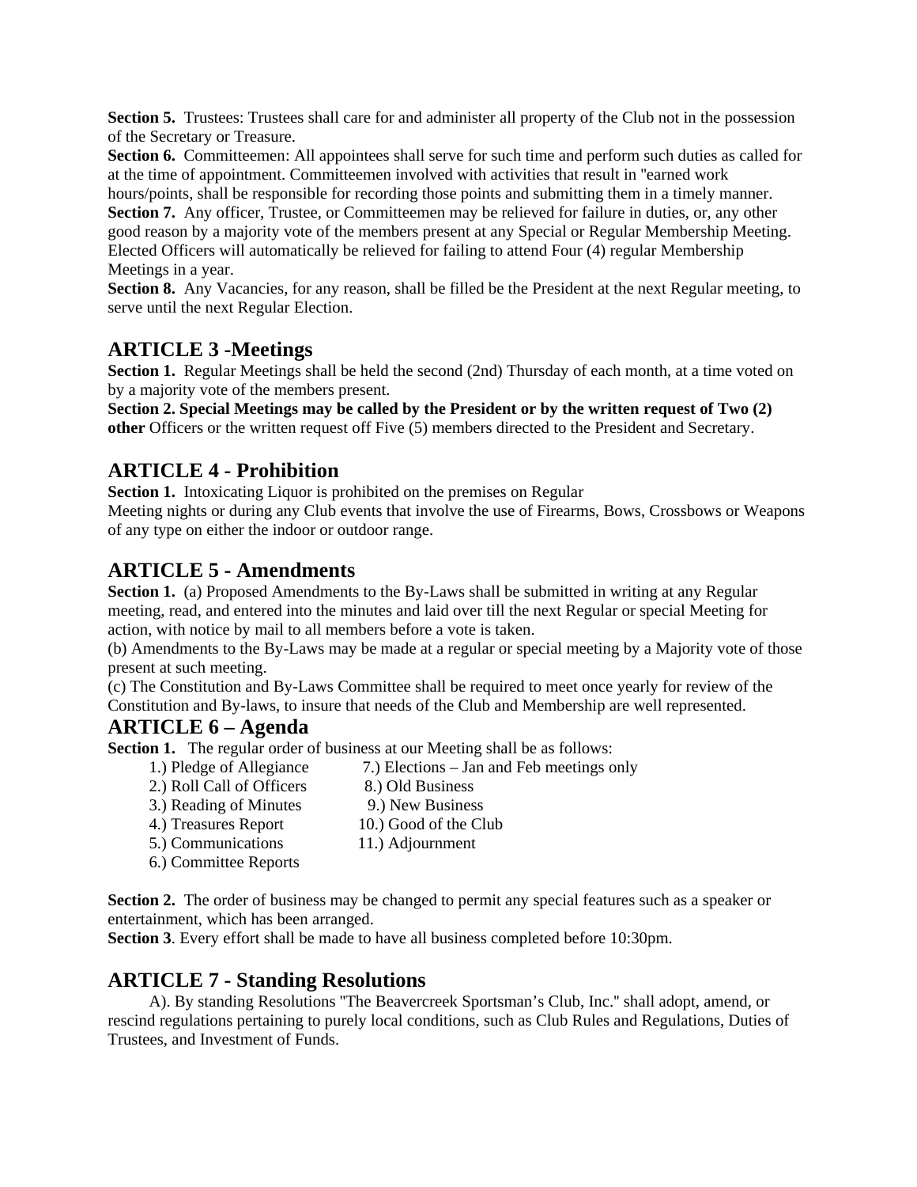**Section 5.** Trustees: Trustees shall care for and administer all property of the Club not in the possession of the Secretary or Treasure.

**Section 6.** Committeemen: All appointees shall serve for such time and perform such duties as called for at the time of appointment. Committeemen involved with activities that result in "earned work hours/points, shall be responsible for recording those points and submitting them in a timely manner.

**Section 7.** Any officer, Trustee, or Committeemen may be relieved for failure in duties, or, any other good reason by a majority vote of the members present at any Special or Regular Membership Meeting. Elected Officers will automatically be relieved for failing to attend Four (4) regular Membership Meetings in a year.

**Section 8.** Any Vacancies, for any reason, shall be filled be the President at the next Regular meeting, to serve until the next Regular Election.

## ARTICLE 3 -Meetings

**Section 1.** Regular Meetings shall be held the second (2nd) Thursday of each month, at a time voted on by a majority vote of the members present.

**Section 2. Special Meetings may be called by the President or by the written request of Two (2) other** Officers or the written request off Five (5) members directed to the President and Secretary.

## ARTICLE 4 - Prohibition

**Section 1.** Intoxicating Liquor is prohibited on the premises on Regular Meeting nights or during any Club events that involve the use of Firearms, Bows, Crossbows or Weapons of any type on either the indoor or outdoor range.

## ARTICLE 5 - Amendments

**Section 1.** (a) Proposed Amendments to the By-Laws shall be submitted in writing at any Regular meeting, read, and entered into the minutes and laid over till the next Regular or special Meeting for action, with notice by mail to all members before a vote is taken.

(b) Amendments to the By-Laws may be made at a regular or special meeting by a Majority vote of those present at such meeting.

(c) The Constitution and By-Laws Committee shall be required to meet once yearly for review of the Constitution and By-laws, to insure that needs of the Club and Membership are well represented.

## ARTICLE 6 – Agenda

**Section 1.** The regular order of business at our Meeting shall be as follows:

1.) Pledge of Allegiance
2.) Roll Call of Officers
3.) Reading of Minutes
4.) Treasures Report
5.) Communications
6.) Committee Reports
7.) Elections – Jan and Feb meetings only
8.) Old Business
9.) New Business
10.) Good of the Club
11.) Adjournment

**Section 2.** The order of business may be changed to permit any special features such as a speaker or entertainment, which has been arranged.

**Section 3**. Every effort shall be made to have all business completed before 10:30pm.

## ARTICLE 7 - Standing Resolutions

A). By standing Resolutions "The Beavercreek Sportsman's Club, Inc." shall adopt, amend, or rescind regulations pertaining to purely local conditions, such as Club Rules and Regulations, Duties of Trustees, and Investment of Funds.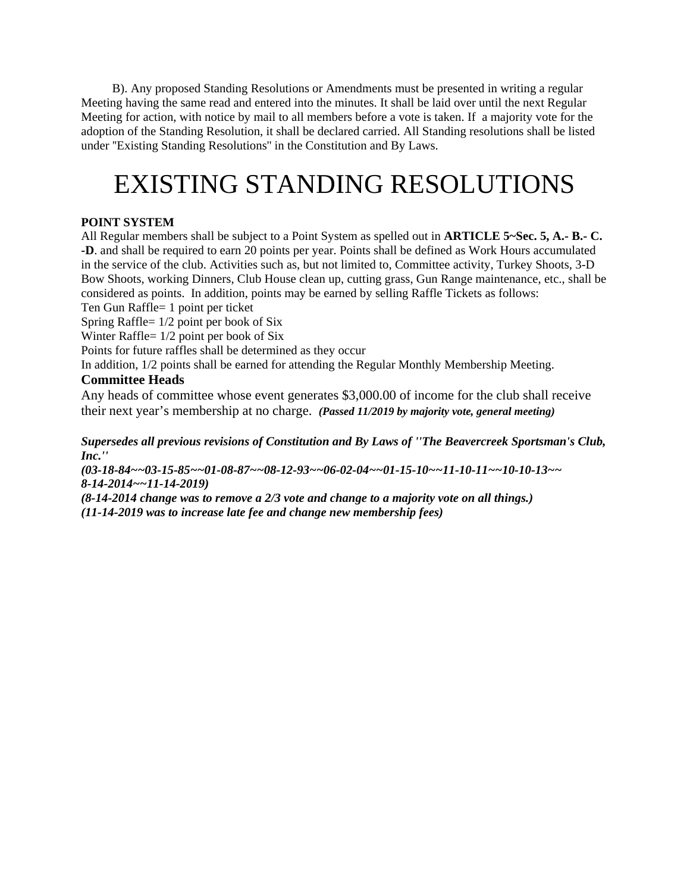B). Any proposed Standing Resolutions or Amendments must be presented in writing a regular Meeting having the same read and entered into the minutes. It shall be laid over until the next Regular Meeting for action, with notice by mail to all members before a vote is taken. If a majority vote for the adoption of the Standing Resolution, it shall be declared carried. All Standing resolutions shall be listed under "Existing Standing Resolutions" in the Constitution and By Laws.

# EXISTING STANDING RESOLUTIONS

**POINT SYSTEM**

All Regular members shall be subject to a Point System as spelled out in **ARTICLE 5~Sec. 5, A.- B.- C. -D**. and shall be required to earn 20 points per year. Points shall be defined as Work Hours accumulated in the service of the club. Activities such as, but not limited to, Committee activity, Turkey Shoots, 3-D Bow Shoots, working Dinners, Club House clean up, cutting grass, Gun Range maintenance, etc., shall be considered as points. In addition, points may be earned by selling Raffle Tickets as follows:

Ten Gun Raffle= 1 point per ticket

Spring Raffle= 1/2 point per book of Six

Winter Raffle= 1/2 point per book of Six

Points for future raffles shall be determined as they occur

In addition, 1/2 points shall be earned for attending the Regular Monthly Membership Meeting.

**Committee Heads**

Any heads of committee whose event generates $3,000.00 of income for the club shall receive their next year's membership at no charge. ***(Passed 11/2019 by majority vote, general meeting)***

***Supersedes all previous revisions of Constitution and By Laws of ''The Beavercreek Sportsman's Club, Inc.''***

***(03-18-84~~03-15-85~~01-08-87~~08-12-93~~06-02-04~~01-15-10~~11-10-11~~10-10-13~~ 8-14-2014~~11-14-2019)***

***(8-14-2014 change was to remove a 2/3 vote and change to a majority vote on all things.)***

***(11-14-2019 was to increase late fee and change new membership fees)***